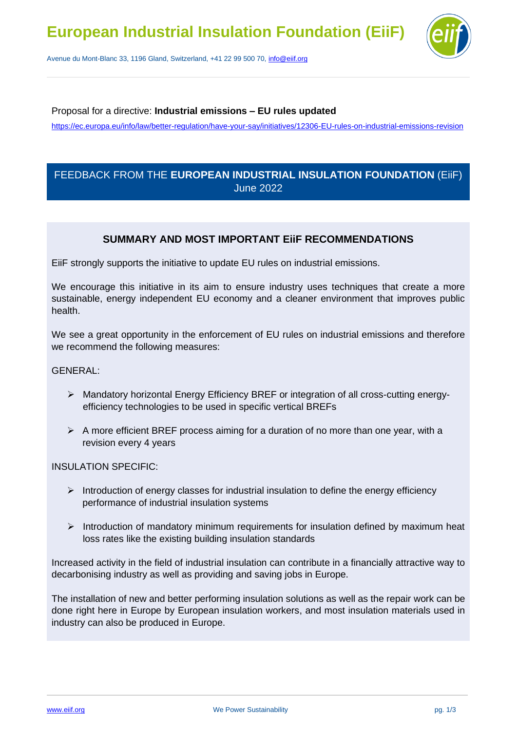# European Industrial Insulation Foundation (EiiF)

Avenue du Mont-Blanc 33, 1196 Gland, Switzerland, +41 22 99 500 70, info@eiif.org

Proposal for a directive: **Industrial emissions – EU rules updated**

https://ec.europa.eu/info/law/better-regulation/have-your-say/initiatives/12306-EU-rules-on-industrial-emissions-revision

## FEEDBACK FROM THE **EUROPEAN INDUSTRIAL INSULATION FOUNDATION** (EiiF)
June 2022

### SUMMARY AND MOST IMPORTANT EiiF RECOMMENDATIONS

EiiF strongly supports the initiative to update EU rules on industrial emissions.

We encourage this initiative in its aim to ensure industry uses techniques that create a more sustainable, energy independent EU economy and a cleaner environment that improves public health.

We see a great opportunity in the enforcement of EU rules on industrial emissions and therefore we recommend the following measures:

GENERAL:

- Mandatory horizontal Energy Efficiency BREF or integration of all cross-cutting energy-efficiency technologies to be used in specific vertical BREFs
- A more efficient BREF process aiming for a duration of no more than one year, with a revision every 4 years

INSULATION SPECIFIC:

- Introduction of energy classes for industrial insulation to define the energy efficiency performance of industrial insulation systems
- Introduction of mandatory minimum requirements for insulation defined by maximum heat loss rates like the existing building insulation standards

Increased activity in the field of industrial insulation can contribute in a financially attractive way to decarbonising industry as well as providing and saving jobs in Europe.

The installation of new and better performing insulation solutions as well as the repair work can be done right here in Europe by European insulation workers, and most insulation materials used in industry can also be produced in Europe.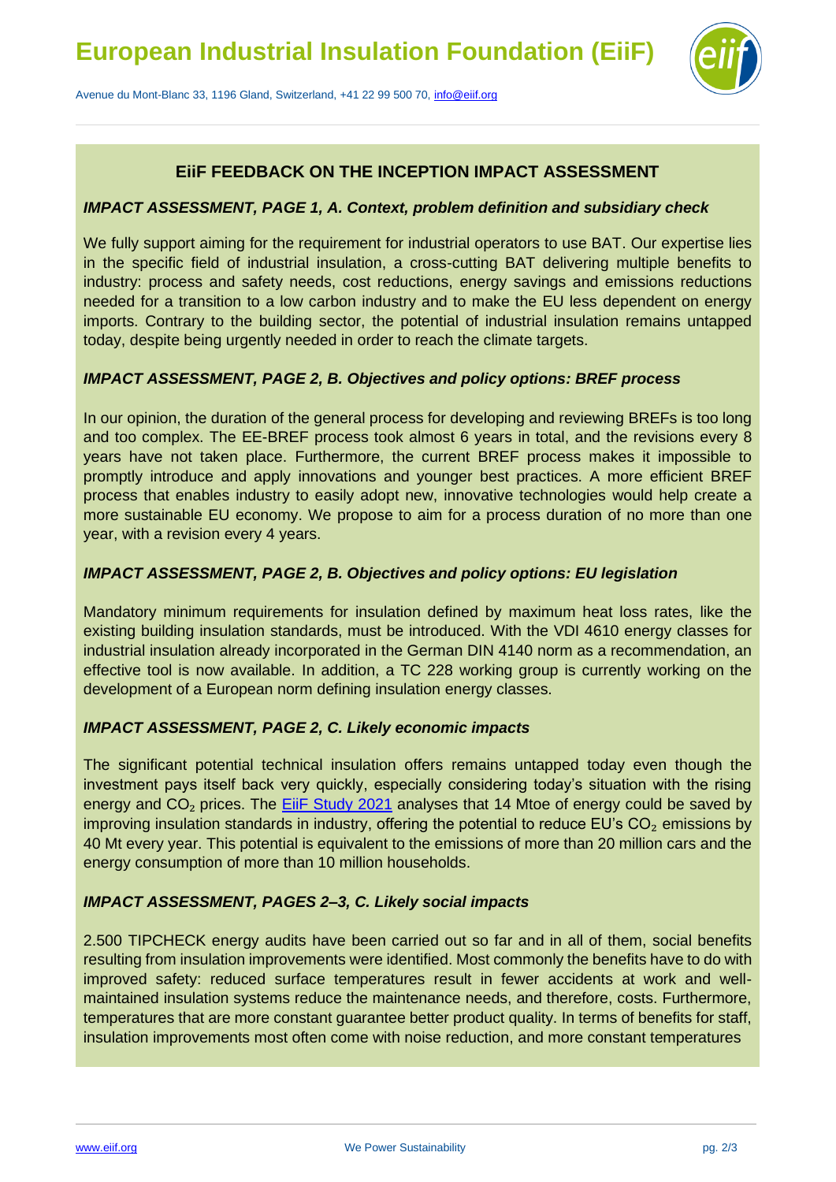## EiiF FEEDBACK ON THE INCEPTION IMPACT ASSESSMENT

### *IMPACT ASSESSMENT, PAGE 1, A. Context, problem definition and subsidiary check*

We fully support aiming for the requirement for industrial operators to use BAT. Our expertise lies in the specific field of industrial insulation, a cross-cutting BAT delivering multiple benefits to industry: process and safety needs, cost reductions, energy savings and emissions reductions needed for a transition to a low carbon industry and to make the EU less dependent on energy imports. Contrary to the building sector, the potential of industrial insulation remains untapped today, despite being urgently needed in order to reach the climate targets.

### *IMPACT ASSESSMENT, PAGE 2, B. Objectives and policy options: BREF process*

In our opinion, the duration of the general process for developing and reviewing BREFs is too long and too complex. The EE-BREF process took almost 6 years in total, and the revisions every 8 years have not taken place. Furthermore, the current BREF process makes it impossible to promptly introduce and apply innovations and younger best practices. A more efficient BREF process that enables industry to easily adopt new, innovative technologies would help create a more sustainable EU economy. We propose to aim for a process duration of no more than one year, with a revision every 4 years.

### *IMPACT ASSESSMENT, PAGE 2, B. Objectives and policy options: EU legislation*

Mandatory minimum requirements for insulation defined by maximum heat loss rates, like the existing building insulation standards, must be introduced. With the VDI 4610 energy classes for industrial insulation already incorporated in the German DIN 4140 norm as a recommendation, an effective tool is now available. In addition, a TC 228 working group is currently working on the development of a European norm defining insulation energy classes.

### *IMPACT ASSESSMENT, PAGE 2, C. Likely economic impacts*

The significant potential technical insulation offers remains untapped today even though the investment pays itself back very quickly, especially considering today's situation with the rising energy and $CO_2$ prices. The EiiF Study 2021 analyses that 14 Mtoe of energy could be saved by improving insulation standards in industry, offering the potential to reduce EU's $CO_2$ emissions by 40 Mt every year. This potential is equivalent to the emissions of more than 20 million cars and the energy consumption of more than 10 million households.

### *IMPACT ASSESSMENT, PAGES 2–3, C. Likely social impacts*

2.500 TIPCHECK energy audits have been carried out so far and in all of them, social benefits resulting from insulation improvements were identified. Most commonly the benefits have to do with improved safety: reduced surface temperatures result in fewer accidents at work and well-maintained insulation systems reduce the maintenance needs, and therefore, costs. Furthermore, temperatures that are more constant guarantee better product quality. In terms of benefits for staff, insulation improvements most often come with noise reduction, and more constant temperatures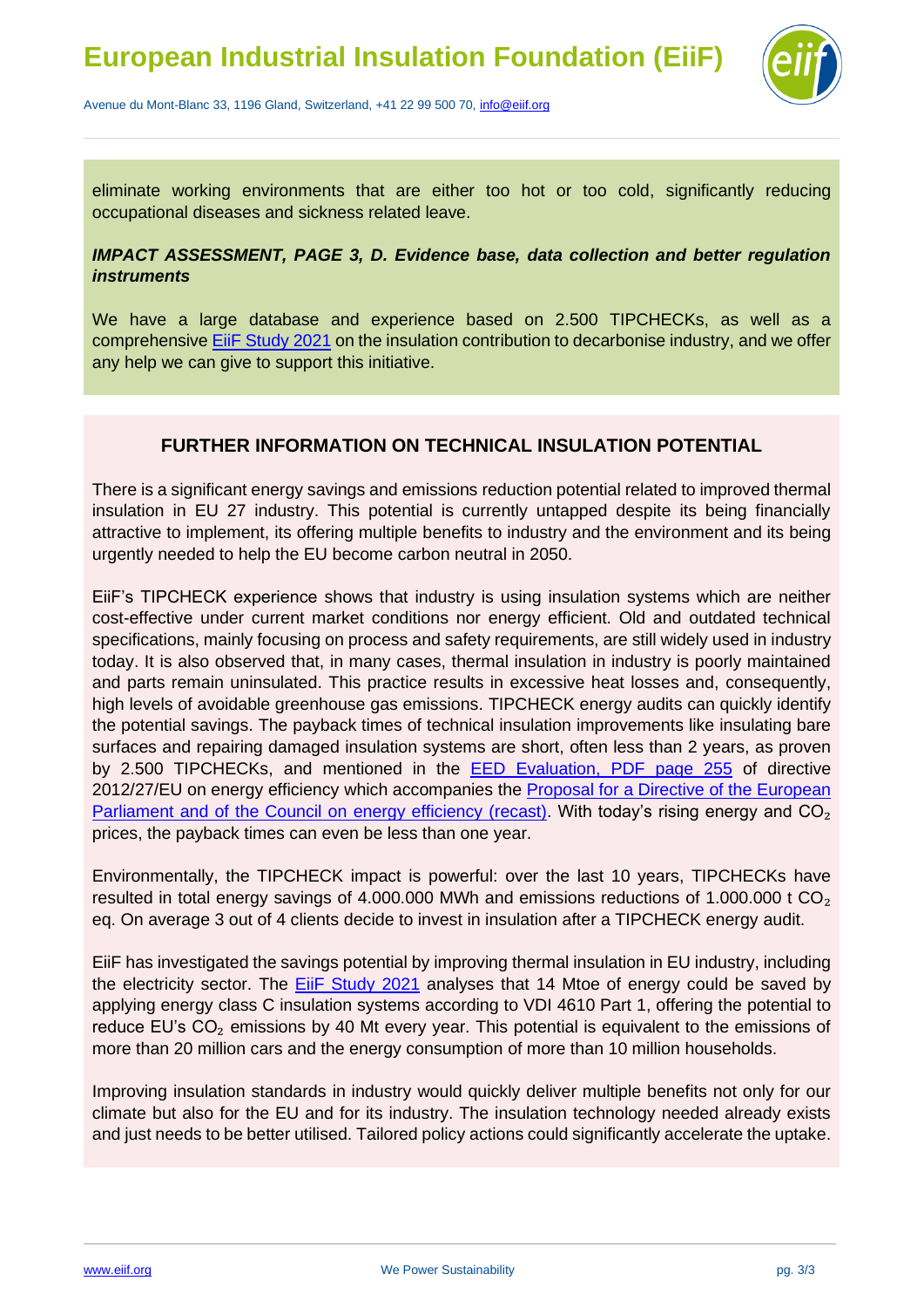eliminate working environments that are either too hot or too cold, significantly reducing occupational diseases and sickness related leave.

***IMPACT ASSESSMENT, PAGE 3, D. Evidence base, data collection and better regulation instruments***

We have a large database and experience based on 2.500 TIPCHECKs, as well as a comprehensive EiiF Study 2021 on the insulation contribution to decarbonise industry, and we offer any help we can give to support this initiative.

## FURTHER INFORMATION ON TECHNICAL INSULATION POTENTIAL

There is a significant energy savings and emissions reduction potential related to improved thermal insulation in EU 27 industry. This potential is currently untapped despite its being financially attractive to implement, its offering multiple benefits to industry and the environment and its being urgently needed to help the EU become carbon neutral in 2050.

EiiF's TIPCHECK experience shows that industry is using insulation systems which are neither cost-effective under current market conditions nor energy efficient. Old and outdated technical specifications, mainly focusing on process and safety requirements, are still widely used in industry today. It is also observed that, in many cases, thermal insulation in industry is poorly maintained and parts remain uninsulated. This practice results in excessive heat losses and, consequently, high levels of avoidable greenhouse gas emissions. TIPCHECK energy audits can quickly identify the potential savings. The payback times of technical insulation improvements like insulating bare surfaces and repairing damaged insulation systems are short, often less than 2 years, as proven by 2.500 TIPCHECKs, and mentioned in the EED Evaluation, PDF page 255 of directive 2012/27/EU on energy efficiency which accompanies the Proposal for a Directive of the European Parliament and of the Council on energy efficiency (recast). With today's rising energy and $CO_2$ prices, the payback times can even be less than one year.

Environmentally, the TIPCHECK impact is powerful: over the last 10 years, TIPCHECKs have resulted in total energy savings of 4.000.000 MWh and emissions reductions of 1.000.000 t $CO_2$ eq. On average 3 out of 4 clients decide to invest in insulation after a TIPCHECK energy audit.

EiiF has investigated the savings potential by improving thermal insulation in EU industry, including the electricity sector. The EiiF Study 2021 analyses that 14 Mtoe of energy could be saved by applying energy class C insulation systems according to VDI 4610 Part 1, offering the potential to reduce EU's $CO_2$ emissions by 40 Mt every year. This potential is equivalent to the emissions of more than 20 million cars and the energy consumption of more than 10 million households.

Improving insulation standards in industry would quickly deliver multiple benefits not only for our climate but also for the EU and for its industry. The insulation technology needed already exists and just needs to be better utilised. Tailored policy actions could significantly accelerate the uptake.